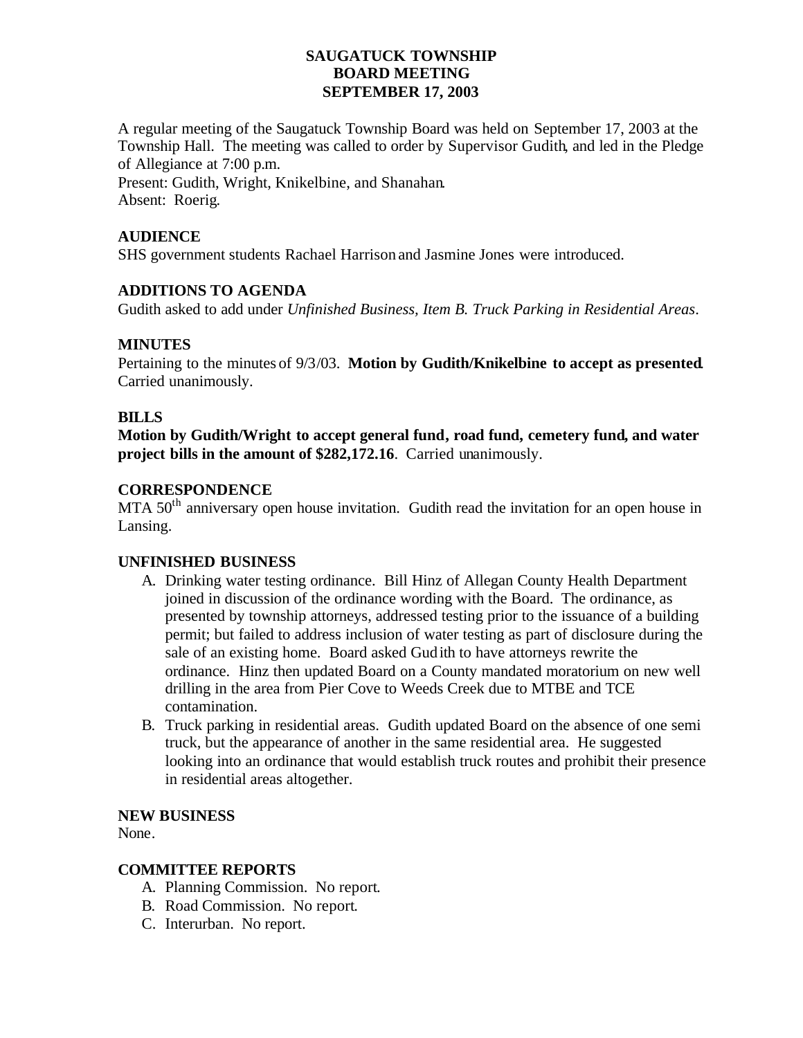# SAUGATUCK TOWNSHIP
# BOARD MEETING
# SEPTEMBER 17, 2003

A regular meeting of the Saugatuck Township Board was held on September 17, 2003 at the Township Hall. The meeting was called to order by Supervisor Gudith, and led in the Pledge of Allegiance at 7:00 p.m.
Present: Gudith, Wright, Knikelbine, and Shanahan.
Absent: Roerig.

## AUDIENCE

SHS government students Rachael Harrison and Jasmine Jones were introduced.

## ADDITIONS TO AGENDA

Gudith asked to add under *Unfinished Business, Item B. Truck Parking in Residential Areas*.

## MINUTES

Pertaining to the minutes of 9/3/03. **Motion by Gudith/Knikelbine to accept as presented**. Carried unanimously.

## BILLS

**Motion by Gudith/Wright to accept general fund, road fund, cemetery fund, and water project bills in the amount of $282,172.16**. Carried unanimously.

## CORRESPONDENCE

MTA 50th anniversary open house invitation. Gudith read the invitation for an open house in Lansing.

## UNFINISHED BUSINESS

A. Drinking water testing ordinance. Bill Hinz of Allegan County Health Department joined in discussion of the ordinance wording with the Board. The ordinance, as presented by township attorneys, addressed testing prior to the issuance of a building permit; but failed to address inclusion of water testing as part of disclosure during the sale of an existing home. Board asked Gudith to have attorneys rewrite the ordinance. Hinz then updated Board on a County mandated moratorium on new well drilling in the area from Pier Cove to Weeds Creek due to MTBE and TCE contamination.
B. Truck parking in residential areas. Gudith updated Board on the absence of one semi truck, but the appearance of another in the same residential area. He suggested looking into an ordinance that would establish truck routes and prohibit their presence in residential areas altogether.

## NEW BUSINESS

None.

## COMMITTEE REPORTS

A. Planning Commission. No report.
B. Road Commission. No report.
C. Interurban. No report.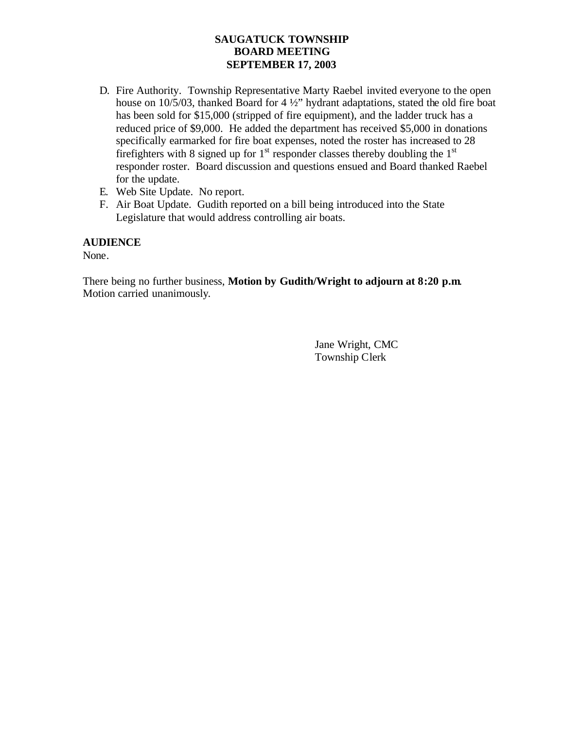**SAUGATUCK TOWNSHIP**
**BOARD MEETING**
**SEPTEMBER 17, 2003**

D. Fire Authority. Township Representative Marty Raebel invited everyone to the open house on 10/5/03, thanked Board for 4 ½" hydrant adaptations, stated the old fire boat has been sold for $15,000 (stripped of fire equipment), and the ladder truck has a reduced price of $9,000. He added the department has received $5,000 in donations specifically earmarked for fire boat expenses, noted the roster has increased to 28 firefighters with 8 signed up for 1st responder classes thereby doubling the 1st responder roster. Board discussion and questions ensued and Board thanked Raebel for the update.
E. Web Site Update. No report.
F. Air Boat Update. Gudith reported on a bill being introduced into the State Legislature that would address controlling air boats.

**AUDIENCE**
None.

There being no further business, **Motion by Gudith/Wright to adjourn at 8:20 p.m.** Motion carried unanimously.

Jane Wright, CMC
Township Clerk